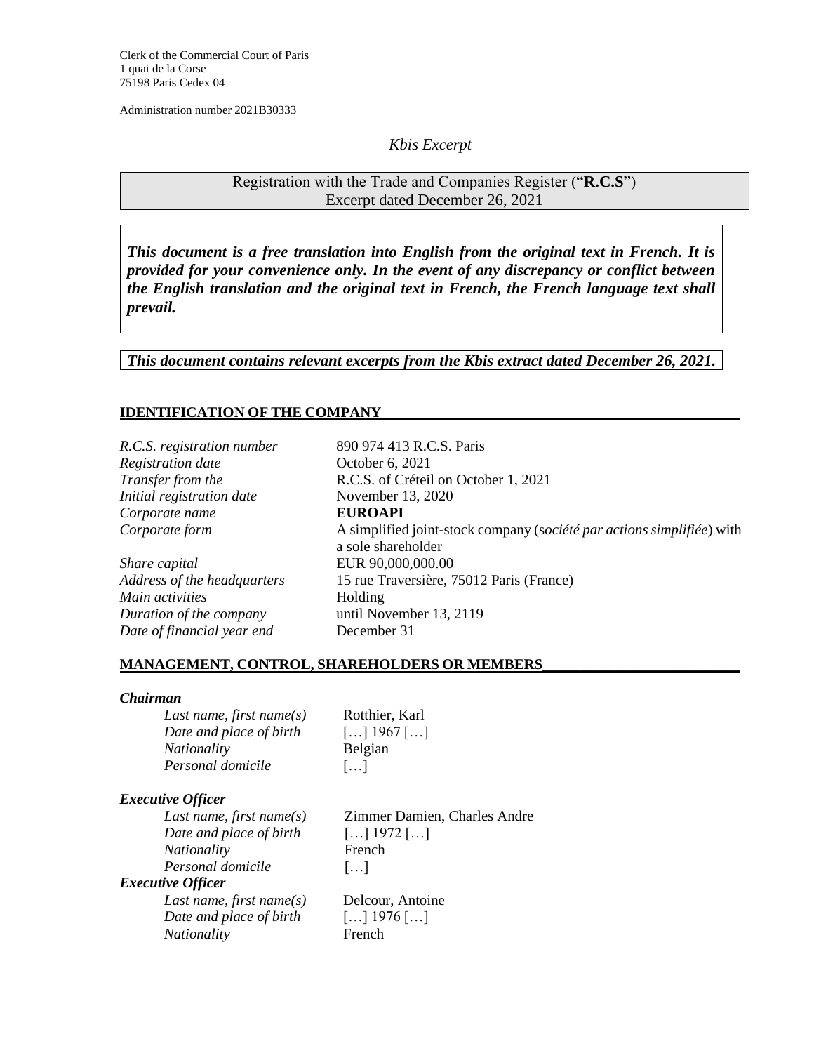Clerk of the Commercial Court of Paris
1 quai de la Corse
75198 Paris Cedex 04

Administration number 2021B30333

*Kbis Excerpt*

Registration with the Trade and Companies Register ("**R.C.S**")
Excerpt dated December 26, 2021

***This document is a free translation into English from the original text in French. It is provided for your convenience only. In the event of any discrepancy or conflict between the English translation and the original text in French, the French language text shall prevail.***

***This document contains relevant excerpts from the Kbis extract dated December 26, 2021.***

## IDENTIFICATION OF THE COMPANY

| | |
|---|---|
| *R.C.S. registration number* | 890 974 413 R.C.S. Paris |
| *Registration date* | October 6, 2021 |
| *Transfer from the* | R.C.S. of Créteil on October 1, 2021 |
| *Initial registration date* | November 13, 2020 |
| *Corporate name* | **EUROAPI** |
| *Corporate form* | A simplified joint-stock company (*société par actions simplifiée*) with a sole shareholder |
| *Share capital* | EUR 90,000,000.00 |
| *Address of the headquarters* | 15 rue Traversière, 75012 Paris (France) |
| *Main activities* | Holding |
| *Duration of the company* | until November 13, 2119 |
| *Date of financial year end* | December 31 |

## MANAGEMENT, CONTROL, SHAREHOLDERS OR MEMBERS

***Chairman***

| | |
|---|---|
| *Last name, first name(s)* | Rotthier, Karl |
| *Date and place of birth* | […] 1967 […] |
| *Nationality* | Belgian |
| *Personal domicile* | […] |

***Executive Officer***

| | |
|---|---|
| *Last name, first name(s)* | Zimmer Damien, Charles Andre |
| *Date and place of birth* | […] 1972 […] |
| *Nationality* | French |
| *Personal domicile* | […] |

***Executive Officer***

| | |
|---|---|
| *Last name, first name(s)* | Delcour, Antoine |
| *Date and place of birth* | […] 1976 […] |
| *Nationality* | French |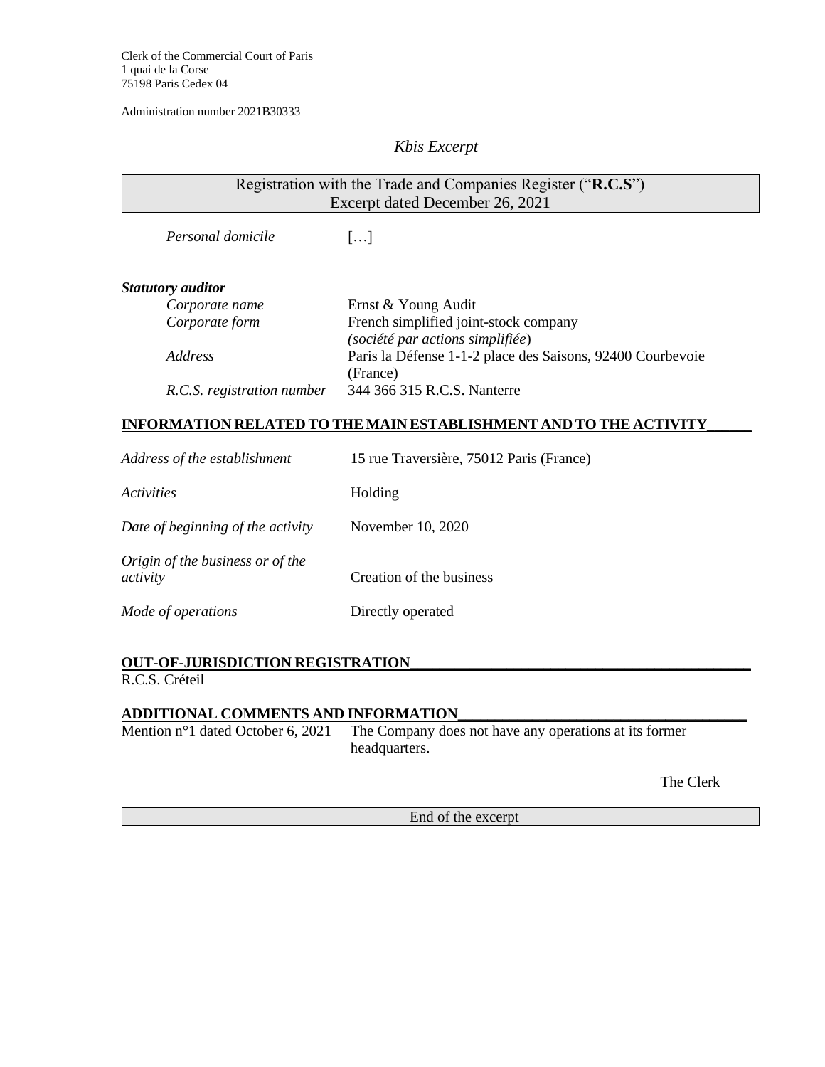Clerk of the Commercial Court of Paris
1 quai de la Corse
75198 Paris Cedex 04

Administration number 2021B30333

*Kbis Excerpt*

Registration with the Trade and Companies Register ("**R.C.S**")
Excerpt dated December 26, 2021

| | |
|---|---|
| *Personal domicile* | […] |

***Statutory auditor***

| | |
|---|---|
| *Corporate name* | Ernst & Young Audit |
| *Corporate form* | French simplified joint-stock company *(société par actions simplifiée*) |
| *Address* | Paris la Défense 1-1-2 place des Saisons, 92400 Courbevoie (France) |
| *R.C.S. registration number* | 344 366 315 R.C.S. Nanterre |

**INFORMATION RELATED TO THE MAIN ESTABLISHMENT AND TO THE ACTIVITY**

| | |
|---|---|
| *Address of the establishment* | 15 rue Traversière, 75012 Paris (France) |
| *Activities* | Holding |
| *Date of beginning of the activity* | November 10, 2020 |
| *Origin of the business or of the activity* | Creation of the business |
| *Mode of operations* | Directly operated |

**OUT-OF-JURISDICTION REGISTRATION**

R.C.S. Créteil

**ADDITIONAL COMMENTS AND INFORMATION**

| | |
|---|---|
| Mention n°1 dated October 6, 2021 | The Company does not have any operations at its former headquarters. |

The Clerk

End of the excerpt